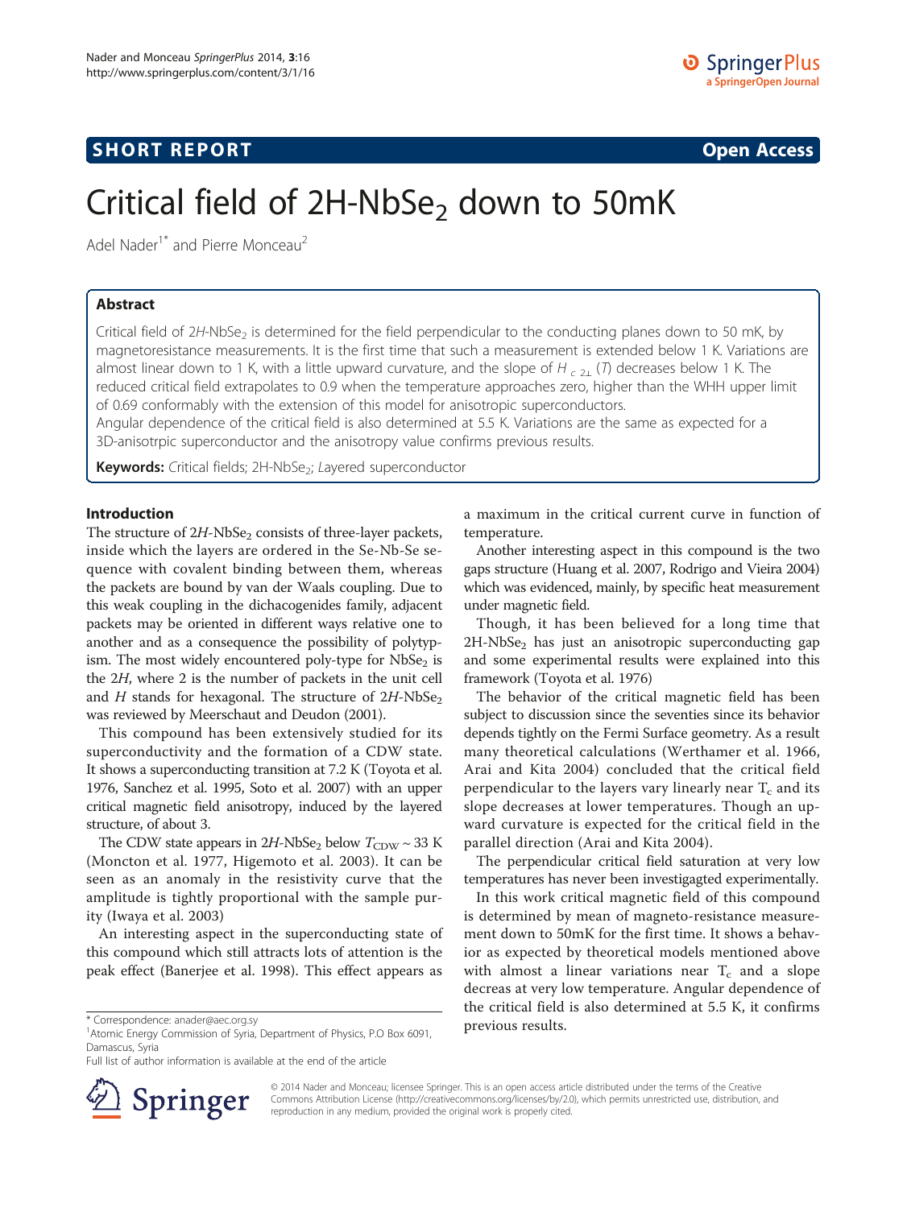**SHORT REPORT** **Open Access**

# Critical field of 2H-$NbSe_2$ down to 50mK

Adel Nader[1*] and Pierre Monceau[2]

## Abstract

Critical field of 2*H*-$NbSe_2$ is determined for the field perpendicular to the conducting planes down to 50 mK, by magnetoresistance measurements. It is the first time that such a measurement is extended below 1 K. Variations are almost linear down to 1 K, with a little upward curvature, and the slope of $H_{c2\perp}(T)$ decreases below 1 K. The reduced critical field extrapolates to 0.9 when the temperature approaches zero, higher than the WHH upper limit of 0.69 conformably with the extension of this model for anisotropic superconductors.

Angular dependence of the critical field is also determined at 5.5 K. Variations are the same as expected for a 3D-anisotrpic superconductor and the anisotropy value confirms previous results.

**Keywords:** *Critical fields; 2H-$NbSe_2$; Layered superconductor*

## Introduction

The structure of 2*H*-$NbSe_2$ consists of three-layer packets, inside which the layers are ordered in the Se-Nb-Se sequence with covalent binding between them, whereas the packets are bound by van der Waals coupling. Due to this weak coupling in the dichacogenides family, adjacent packets may be oriented in different ways relative one to another and as a consequence the possibility of polytypism. The most widely encountered poly-type for $NbSe_2$ is the 2*H*, where 2 is the number of packets in the unit cell and *H* stands for hexagonal. The structure of 2*H*-$NbSe_2$ was reviewed by Meerschaut and Deudon (2001).

This compound has been extensively studied for its superconductivity and the formation of a CDW state. It shows a superconducting transition at 7.2 K (Toyota et al. 1976, Sanchez et al. 1995, Soto et al. 2007) with an upper critical magnetic field anisotropy, induced by the layered structure, of about 3.

The CDW state appears in 2*H*-$NbSe_2$ below $T_{CDW}$ ~ 33 K (Moncton et al. 1977, Higemoto et al. 2003). It can be seen as an anomaly in the resistivity curve that the amplitude is tightly proportional with the sample purity (Iwaya et al. 2003)

An interesting aspect in the superconducting state of this compound which still attracts lots of attention is the peak effect (Banerjee et al. 1998). This effect appears as a maximum in the critical current curve in function of temperature.

Another interesting aspect in this compound is the two gaps structure (Huang et al. 2007, Rodrigo and Vieira 2004) which was evidenced, mainly, by specific heat measurement under magnetic field.

Though, it has been believed for a long time that 2H-$NbSe_2$ has just an anisotropic superconducting gap and some experimental results were explained into this framework (Toyota et al. 1976)

The behavior of the critical magnetic field has been subject to discussion since the seventies since its behavior depends tightly on the Fermi Surface geometry. As a result many theoretical calculations (Werthamer et al. 1966, Arai and Kita 2004) concluded that the critical field perpendicular to the layers vary linearly near $T_c$ and its slope decreases at lower temperatures. Though an upward curvature is expected for the critical field in the parallel direction (Arai and Kita 2004).

The perpendicular critical field saturation at very low temperatures has never been investigagted experimentally.

In this work critical magnetic field of this compound is determined by mean of magneto-resistance measurement down to 50mK for the first time. It shows a behavior as expected by theoretical models mentioned above with almost a linear variations near $T_c$ and a slope decreas at very low temperature. Angular dependence of the critical field is also determined at 5.5 K, it confirms previous results.

\* Correspondence: anader@aec.org.sy
[1]Atomic Energy Commission of Syria, Department of Physics, P.O Box 6091, Damascus, Syria
Full list of author information is available at the end of the article

© 2014 Nader and Monceau; licensee Springer. This is an open access article distributed under the terms of the Creative Commons Attribution License (http://creativecommons.org/licenses/by/2.0), which permits unrestricted use, distribution, and reproduction in any medium, provided the original work is properly cited.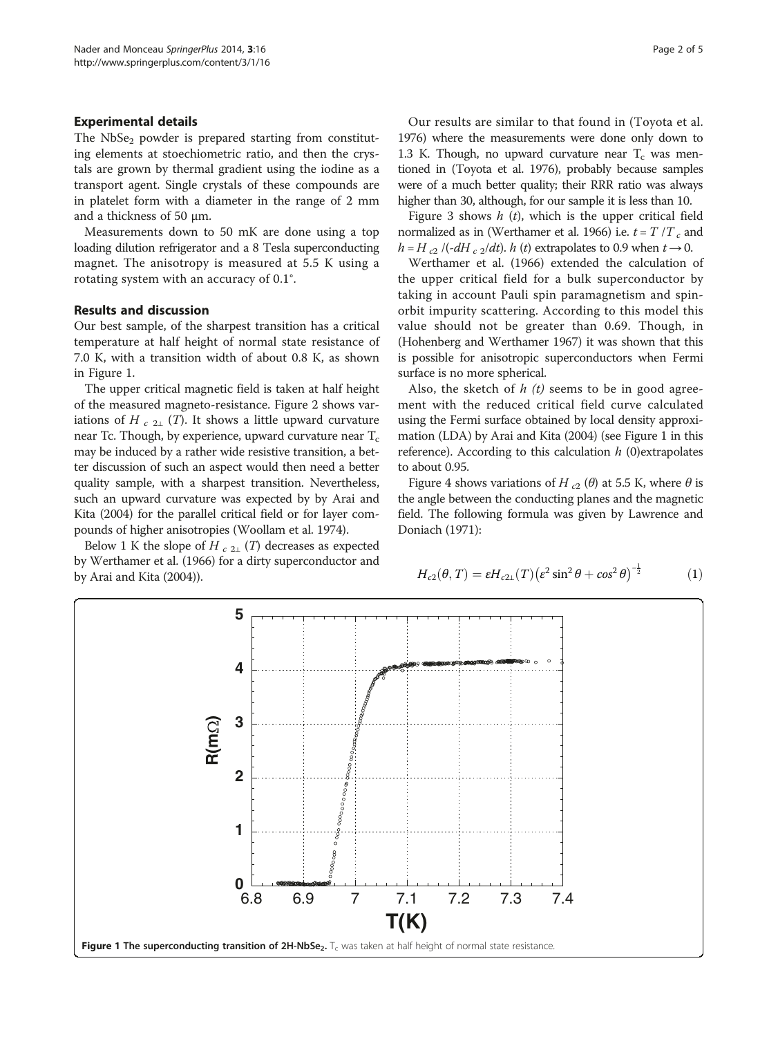## Experimental details

The $NbSe_2$ powder is prepared starting from constituting elements at stoechiometric ratio, and then the crystals are grown by thermal gradient using the iodine as a transport agent. Single crystals of these compounds are in platelet form with a diameter in the range of 2 mm and a thickness of 50 μm.

Measurements down to 50 mK are done using a top loading dilution refrigerator and a 8 Tesla superconducting magnet. The anisotropy is measured at 5.5 K using a rotating system with an accuracy of 0.1°.

## Results and discussion

Our best sample, of the sharpest transition has a critical temperature at half height of normal state resistance of 7.0 K, with a transition width of about 0.8 K, as shown in Figure 1.

The upper critical magnetic field is taken at half height of the measured magneto-resistance. Figure 2 shows variations of $H_{c2\perp}(T)$. It shows a little upward curvature near Tc. Though, by experience, upward curvature near $T_c$ may be induced by a rather wide resistive transition, a better discussion of such an aspect would then need a better quality sample, with a sharpest transition. Nevertheless, such an upward curvature was expected by by Arai and Kita (2004) for the parallel critical field or for layer compounds of higher anisotropies (Woollam et al. 1974).

Below 1 K the slope of $H_{c2\perp}(T)$ decreases as expected by Werthamer et al. (1966) for a dirty superconductor and by Arai and Kita (2004)).

Our results are similar to that found in (Toyota et al. 1976) where the measurements were done only down to 1.3 K. Though, no upward curvature near $T_c$ was mentioned in (Toyota et al. 1976), probably because samples were of a much better quality; their RRR ratio was always higher than 30, although, for our sample it is less than 10.

Figure 3 shows $h(t)$, which is the upper critical field normalized as in (Werthamer et al. 1966) i.e. $t = T/T_c$ and $h = H_{c2}/(-dH_{c2}/dt)$. $h(t)$ extrapolates to 0.9 when $t \rightarrow 0$.

Werthamer et al. (1966) extended the calculation of the upper critical field for a bulk superconductor by taking in account Pauli spin paramagnetism and spin-orbit impurity scattering. According to this model this value should not be greater than 0.69. Though, in (Hohenberg and Werthamer 1967) it was shown that this is possible for anisotropic superconductors when Fermi surface is no more spherical.

Also, the sketch of $h(t)$ seems to be in good agreement with the reduced critical field curve calculated using the Fermi surface obtained by local density approximation (LDA) by Arai and Kita (2004) (see Figure 1 in this reference). According to this calculation $h(0)$extrapolates to about 0.95.

Figure 4 shows variations of $H_{c2}(\theta)$ at 5.5 K, where $\theta$ is the angle between the conducting planes and the magnetic field. The following formula was given by Lawrence and Doniach (1971):

$$H_{c2}(\theta, T) = \varepsilon H_{c2\perp}(T)\left(\varepsilon^2 \sin^2\theta + \cos^2\theta\right)^{-\frac{1}{2}} \tag{1}$$

**Figure 1 The superconducting transition of 2H-$NbSe_2$.** $T_c$ was taken at half height of normal state resistance.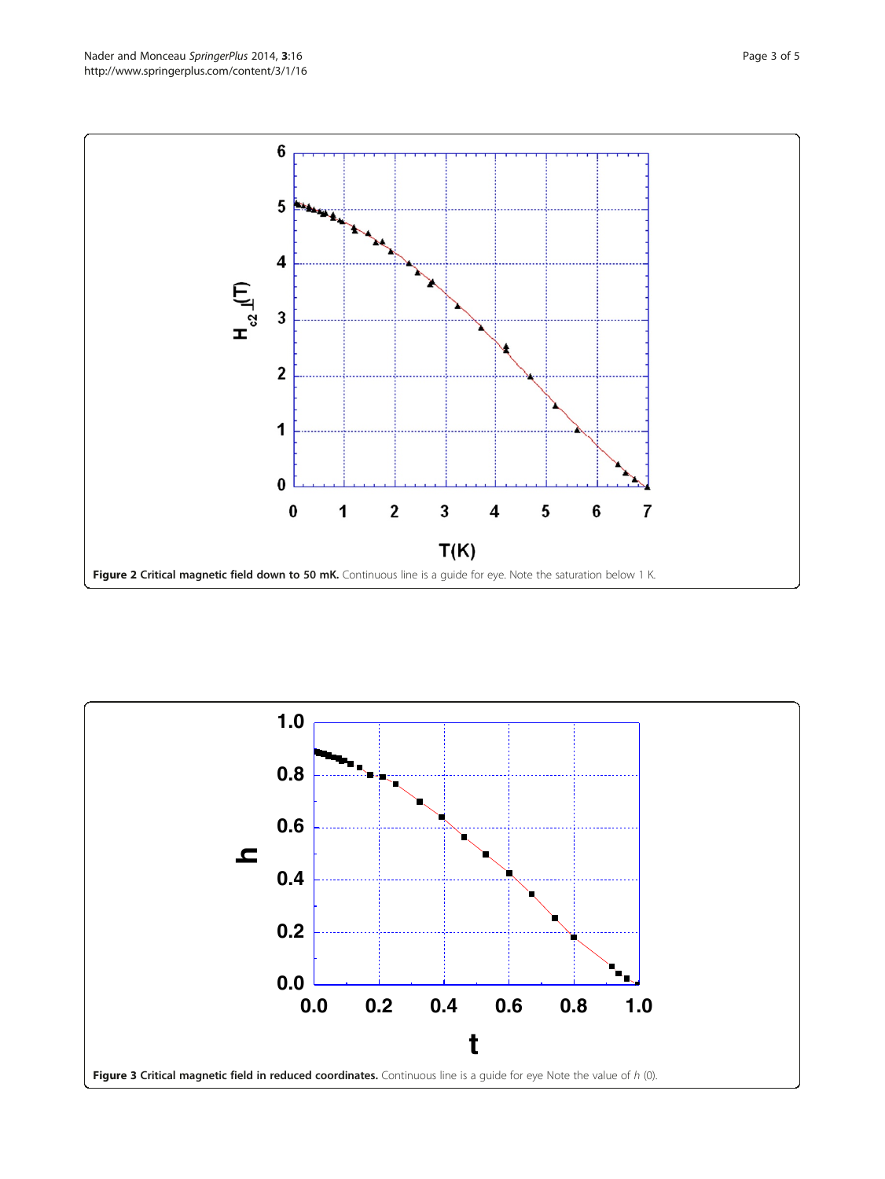**Figure 2 Critical magnetic field down to 50 mK.** Continuous line is a guide for eye. Note the saturation below 1 K.

**Figure 3 Critical magnetic field in reduced coordinates.** Continuous line is a guide for eye Note the value of *h* (0).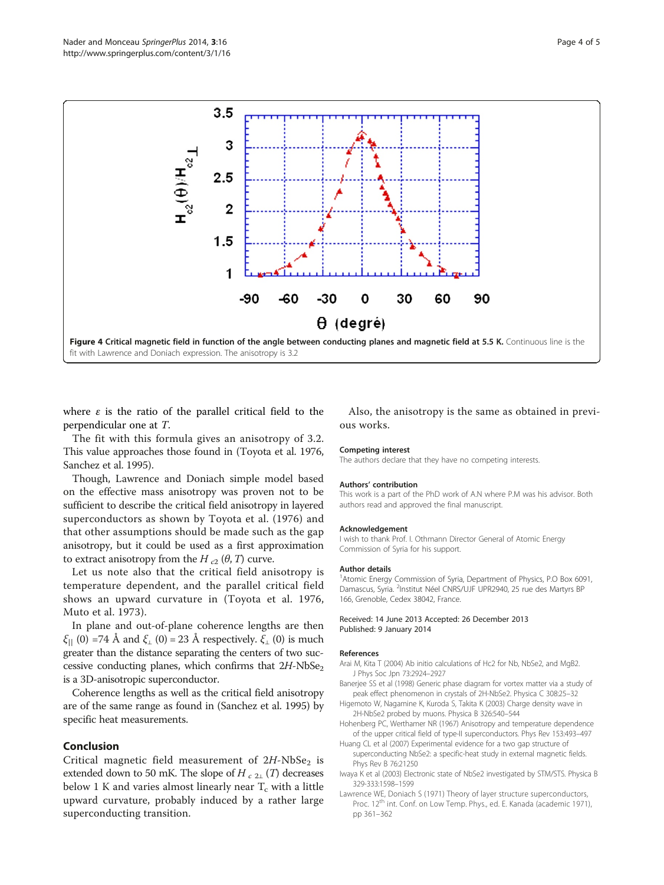Figure 4 Critical magnetic field in function of the angle between conducting planes and magnetic field at 5.5 K. Continuous line is the fit with Lawrence and Doniach expression. The anisotropy is 3.2

where $\varepsilon$ is the ratio of the parallel critical field to the perpendicular one at $T$.

The fit with this formula gives an anisotropy of 3.2. This value approaches those found in (Toyota et al. 1976, Sanchez et al. 1995).

Though, Lawrence and Doniach simple model based on the effective mass anisotropy was proven not to be sufficient to describe the critical field anisotropy in layered superconductors as shown by Toyota et al. (1976) and that other assumptions should be made such as the gap anisotropy, but it could be used as a first approximation to extract anisotropy from the $H_{c2}(\theta, T)$ curve.

Let us note also that the critical field anisotropy is temperature dependent, and the parallel critical field shows an upward curvature in (Toyota et al. 1976, Muto et al. 1973).

In plane and out-of-plane coherence lengths are then $\xi_{||}(0)$ =74 Å and $\xi_{\perp}(0)$ = 23 Å respectively. $\xi_{\perp}(0)$ is much greater than the distance separating the centers of two successive conducting planes, which confirms that 2*H*-$NbSe_2$ is a 3D-anisotropic superconductor.

Coherence lengths as well as the critical field anisotropy are of the same range as found in (Sanchez et al. 1995) by specific heat measurements.

## Conclusion

Critical magnetic field measurement of 2*H*-$NbSe_2$ is extended down to 50 mK. The slope of $H_{c2\perp}(T)$ decreases below 1 K and varies almost linearly near $T_c$ with a little upward curvature, probably induced by a rather large superconducting transition.

Also, the anisotropy is the same as obtained in previous works.

### Competing interest

The authors declare that they have no competing interests.

### Authors' contribution

This work is a part of the PhD work of A.N where P.M was his advisor. Both authors read and approved the final manuscript.

### Acknowledgement

I wish to thank Prof. I. Othmann Director General of Atomic Energy Commission of Syria for his support.

### Author details

[1]Atomic Energy Commission of Syria, Department of Physics, P.O Box 6091, Damascus, Syria. [2]Institut Néel CNRS/UJF UPR2940, 25 rue des Martyrs BP 166, Grenoble, Cedex 38042, France.

Received: 14 June 2013 Accepted: 26 December 2013
Published: 9 January 2014

### References

Arai M, Kita T (2004) Ab initio calculations of Hc2 for Nb, NbSe2, and MgB2. J Phys Soc Jpn 73:2924–2927

Banerjee SS et al (1998) Generic phase diagram for vortex matter via a study of peak effect phenomenon in crystals of 2H-NbSe2. Physica C 308:25–32

Higemoto W, Nagamine K, Kuroda S, Takita K (2003) Charge density wave in 2H-NbSe2 probed by muons. Physica B 326:540–544

Hohenberg PC, Werthamer NR (1967) Anisotropy and temperature dependence of the upper critical field of type-II superconductors. Phys Rev 153:493–497

Huang CL et al (2007) Experimental evidence for a two gap structure of superconducting NbSe2: a specific-heat study in external magnetic fields. Phys Rev B 76:21250

Iwaya K et al (2003) Electronic state of NbSe2 investigated by STM/STS. Physica B 329-333:1598–1599

Lawrence WE, Doniach S (1971) Theory of layer structure superconductors, Proc. 12th int. Conf. on Low Temp. Phys., ed. E. Kanada (academic 1971), pp 361–362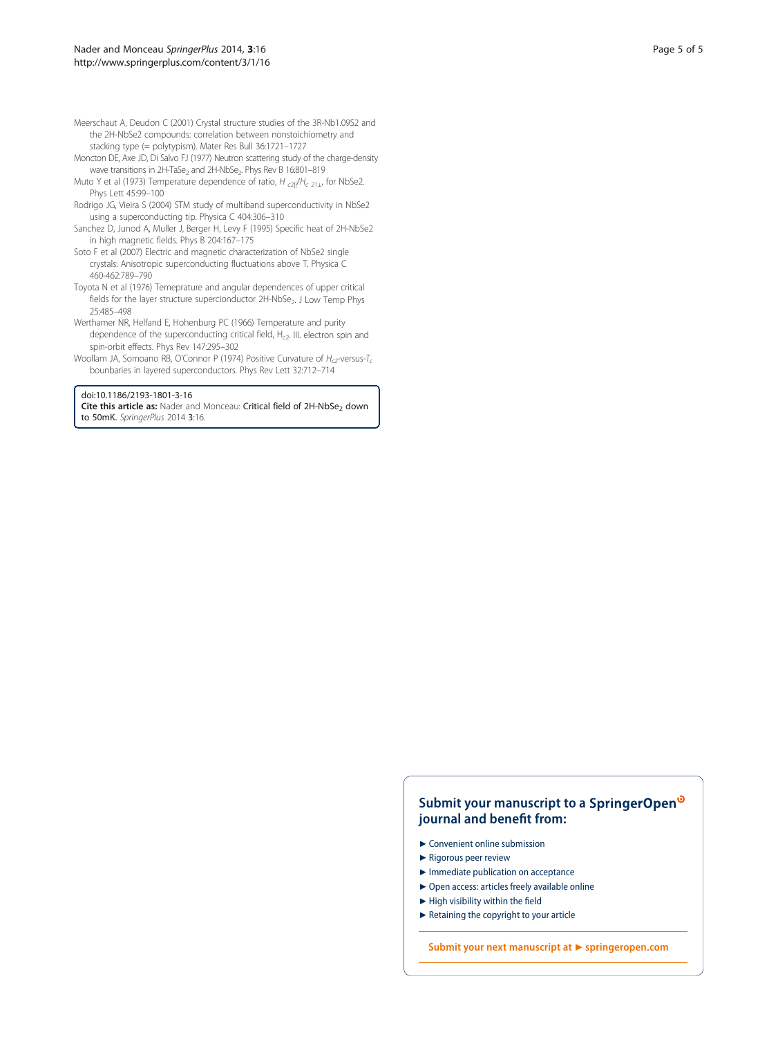Meerschaut A, Deudon C (2001) Crystal structure studies of the 3R-Nb1.09S2 and the 2H-NbSe2 compounds: correlation between nonstoichiometry and stacking type (= polytypism). Mater Res Bull 36:1721–1727

Moncton DE, Axe JD, Di Salvo FJ (1977) Neutron scattering study of the charge-density wave transitions in 2H-$TaSe_2$ and 2H-$NbSe_2$. Phys Rev B 16:801–819

Muto Y et al (1973) Temperature dependence of ratio, $H_{c2||}/H_{c2 1 \perp}$, for NbSe2. Phys Lett 45:99–100

Rodrigo JG, Vieira S (2004) STM study of multiband superconductivity in NbSe2 using a superconducting tip. Physica C 404:306–310

Sanchez D, Junod A, Muller J, Berger H, Levy F (1995) Specific heat of 2H-NbSe2 in high magnetic fields. Phys B 204:167–175

Soto F et al (2007) Electric and magnetic characterization of NbSe2 single crystals: Anisotropic superconducting fluctuations above T. Physica C 460-462:789–790

Toyota N et al (1976) Temeprature and angular dependences of upper critical fields for the layer structure superconductor 2H-$NbSe_2$. J Low Temp Phys 25:485–498

Werthamer NR, Helfand E, Hohenburg PC (1966) Temperature and purity dependence of the superconducting critical field, $H_{c2}$. III. electron spin and spin-orbit effects. Phys Rev 147:295–302

Woollam JA, Somoano RB, O'Connor P (1974) Positive Curvature of $H_{c2}$-versus-$T_c$ bounbaries in layered superconductors. Phys Rev Lett 32:712–714

doi:10.1186/2193-1801-3-16

**Cite this article as:** Nader and Monceau: **Critical field of 2H-$NbSe_2$ down to 50mK.** *SpringerPlus* 2014 **3**:16.